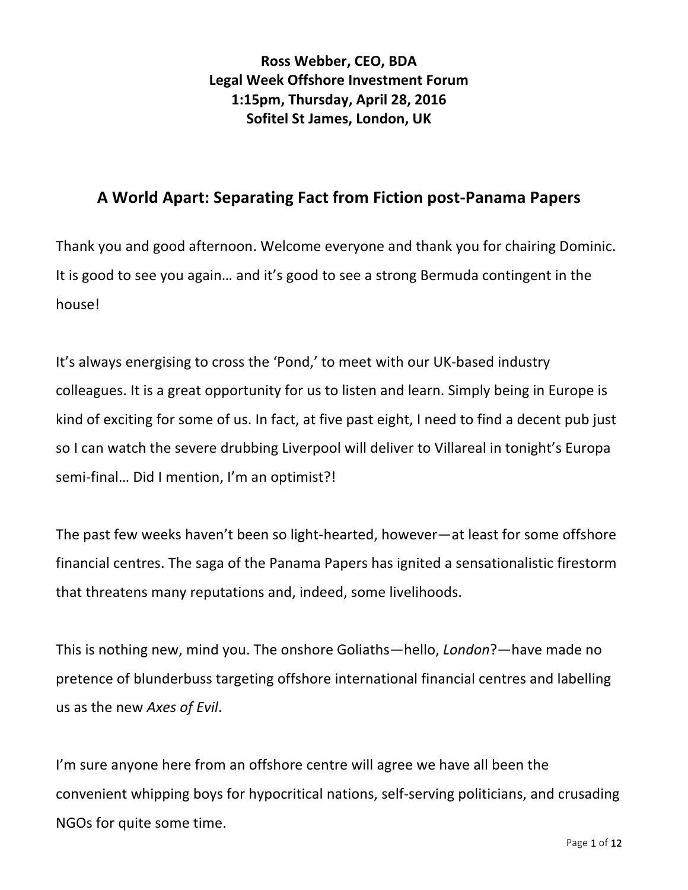**Ross Webber, CEO, BDA**
**Legal Week Offshore Investment Forum**
**1:15pm, Thursday, April 28, 2016**
**Sofitel St James, London, UK**

# A World Apart: Separating Fact from Fiction post-Panama Papers

Thank you and good afternoon. Welcome everyone and thank you for chairing Dominic. It is good to see you again… and it's good to see a strong Bermuda contingent in the house!

It's always energising to cross the 'Pond,' to meet with our UK-based industry colleagues. It is a great opportunity for us to listen and learn. Simply being in Europe is kind of exciting for some of us. In fact, at five past eight, I need to find a decent pub just so I can watch the severe drubbing Liverpool will deliver to Villareal in tonight's Europa semi-final… Did I mention, I'm an optimist?!

The past few weeks haven't been so light-hearted, however—at least for some offshore financial centres. The saga of the Panama Papers has ignited a sensationalistic firestorm that threatens many reputations and, indeed, some livelihoods.

This is nothing new, mind you. The onshore Goliaths—hello, *London*?—have made no pretence of blunderbuss targeting offshore international financial centres and labelling us as the new *Axes of Evil*.

I'm sure anyone here from an offshore centre will agree we have all been the convenient whipping boys for hypocritical nations, self-serving politicians, and crusading NGOs for quite some time.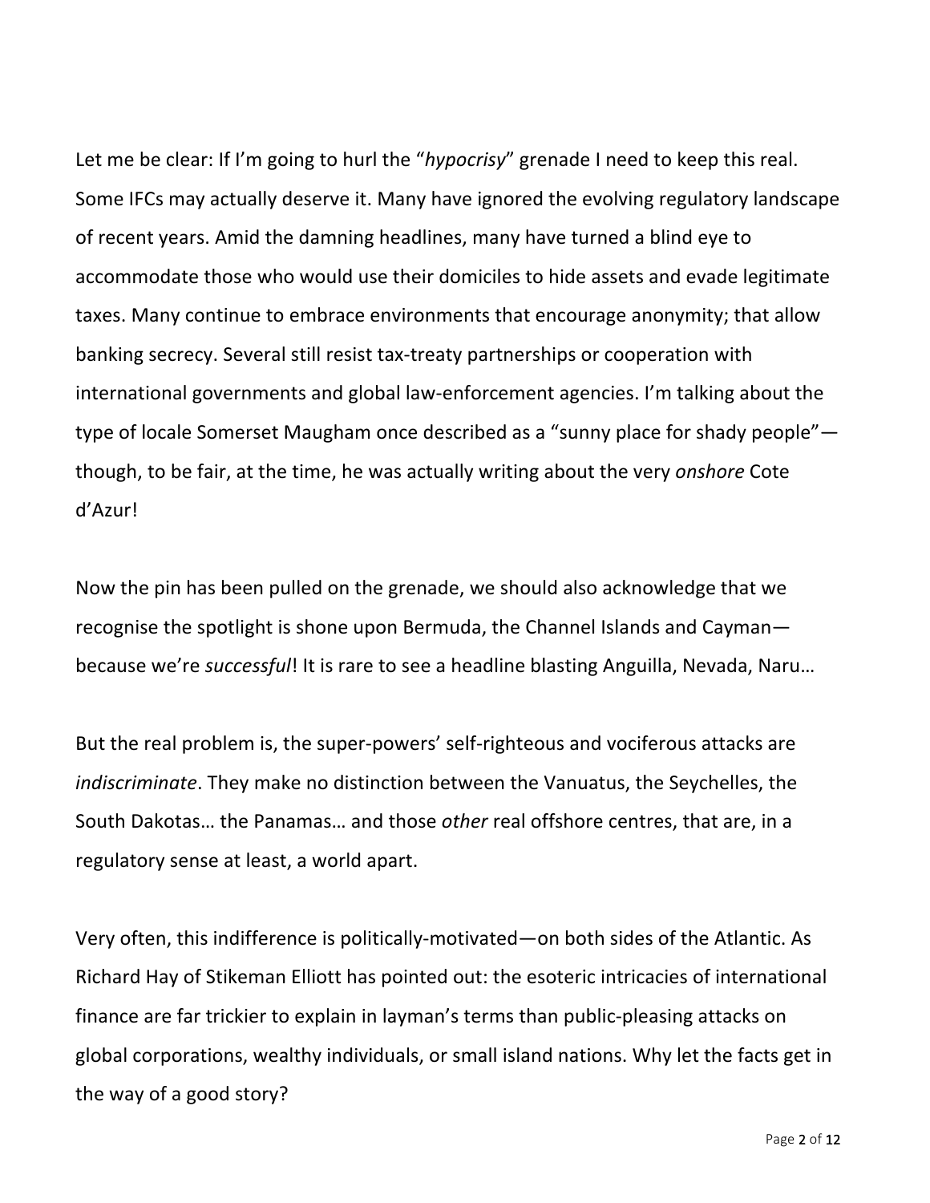Let me be clear: If I'm going to hurl the "*hypocrisy*" grenade I need to keep this real. Some IFCs may actually deserve it. Many have ignored the evolving regulatory landscape of recent years. Amid the damning headlines, many have turned a blind eye to accommodate those who would use their domiciles to hide assets and evade legitimate taxes. Many continue to embrace environments that encourage anonymity; that allow banking secrecy. Several still resist tax-treaty partnerships or cooperation with international governments and global law-enforcement agencies. I'm talking about the type of locale Somerset Maugham once described as a "sunny place for shady people"—though, to be fair, at the time, he was actually writing about the very *onshore* Cote d'Azur!

Now the pin has been pulled on the grenade, we should also acknowledge that we recognise the spotlight is shone upon Bermuda, the Channel Islands and Cayman—because we're *successful*! It is rare to see a headline blasting Anguilla, Nevada, Naru…

But the real problem is, the super-powers' self-righteous and vociferous attacks are *indiscriminate*. They make no distinction between the Vanuatus, the Seychelles, the South Dakotas… the Panamas… and those *other* real offshore centres, that are, in a regulatory sense at least, a world apart.

Very often, this indifference is politically-motivated—on both sides of the Atlantic. As Richard Hay of Stikeman Elliott has pointed out: the esoteric intricacies of international finance are far trickier to explain in layman's terms than public-pleasing attacks on global corporations, wealthy individuals, or small island nations. Why let the facts get in the way of a good story?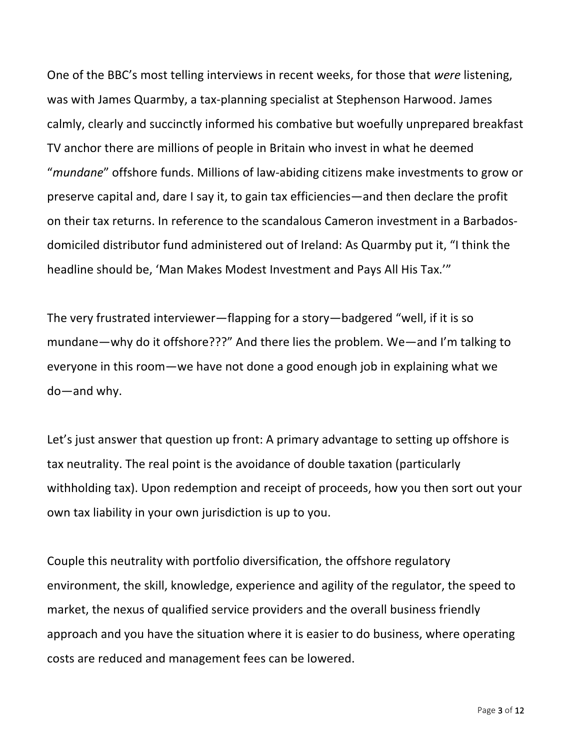One of the BBC's most telling interviews in recent weeks, for those that *were* listening, was with James Quarmby, a tax-planning specialist at Stephenson Harwood. James calmly, clearly and succinctly informed his combative but woefully unprepared breakfast TV anchor there are millions of people in Britain who invest in what he deemed "*mundane*" offshore funds. Millions of law-abiding citizens make investments to grow or preserve capital and, dare I say it, to gain tax efficiencies—and then declare the profit on their tax returns. In reference to the scandalous Cameron investment in a Barbados-domiciled distributor fund administered out of Ireland: As Quarmby put it, "I think the headline should be, 'Man Makes Modest Investment and Pays All His Tax.'"

The very frustrated interviewer—flapping for a story—badgered "well, if it is so mundane—why do it offshore???" And there lies the problem. We—and I'm talking to everyone in this room—we have not done a good enough job in explaining what we do—and why.

Let's just answer that question up front: A primary advantage to setting up offshore is tax neutrality. The real point is the avoidance of double taxation (particularly withholding tax). Upon redemption and receipt of proceeds, how you then sort out your own tax liability in your own jurisdiction is up to you.

Couple this neutrality with portfolio diversification, the offshore regulatory environment, the skill, knowledge, experience and agility of the regulator, the speed to market, the nexus of qualified service providers and the overall business friendly approach and you have the situation where it is easier to do business, where operating costs are reduced and management fees can be lowered.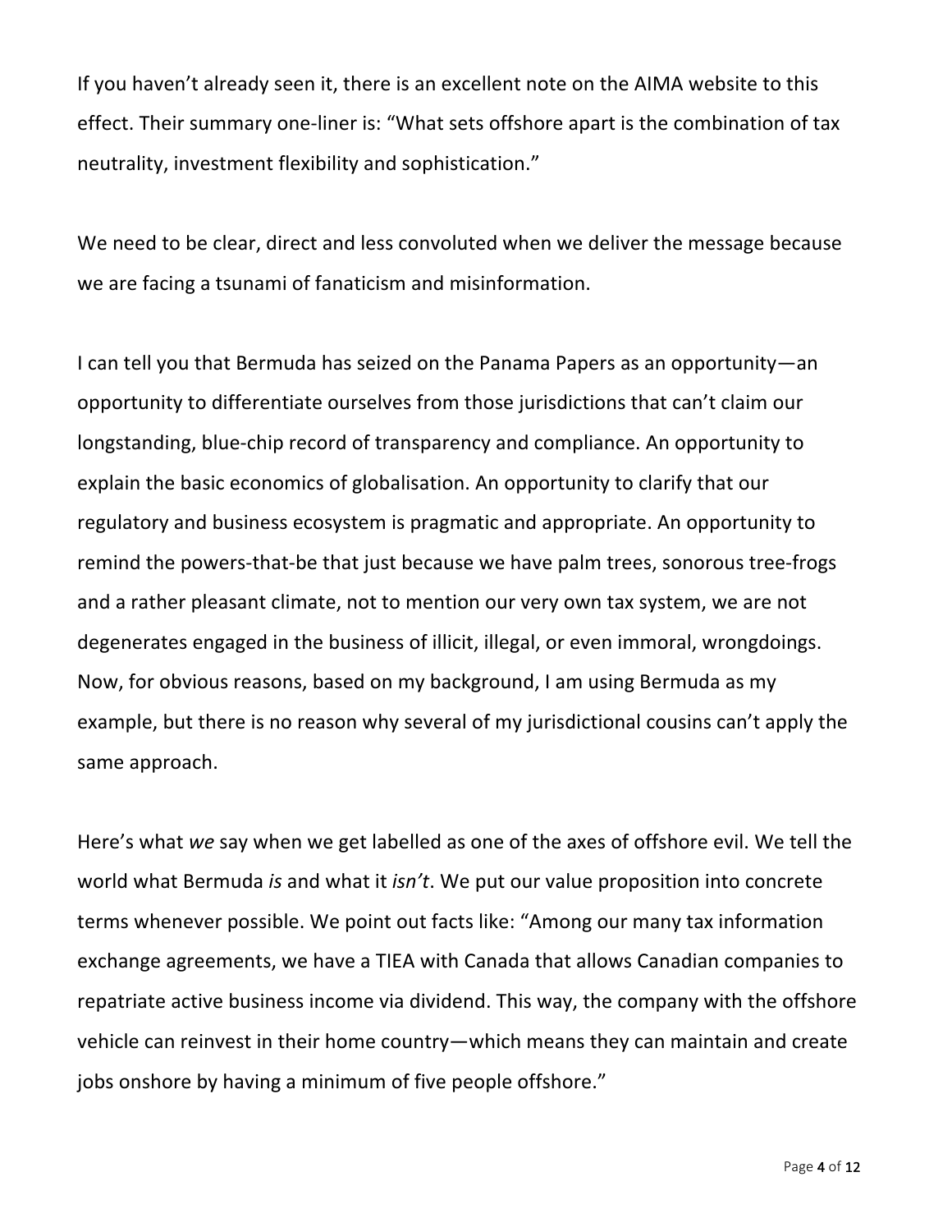If you haven't already seen it, there is an excellent note on the AIMA website to this effect. Their summary one-liner is: "What sets offshore apart is the combination of tax neutrality, investment flexibility and sophistication."

We need to be clear, direct and less convoluted when we deliver the message because we are facing a tsunami of fanaticism and misinformation.

I can tell you that Bermuda has seized on the Panama Papers as an opportunity—an opportunity to differentiate ourselves from those jurisdictions that can't claim our longstanding, blue-chip record of transparency and compliance. An opportunity to explain the basic economics of globalisation. An opportunity to clarify that our regulatory and business ecosystem is pragmatic and appropriate. An opportunity to remind the powers-that-be that just because we have palm trees, sonorous tree-frogs and a rather pleasant climate, not to mention our very own tax system, we are not degenerates engaged in the business of illicit, illegal, or even immoral, wrongdoings. Now, for obvious reasons, based on my background, I am using Bermuda as my example, but there is no reason why several of my jurisdictional cousins can't apply the same approach.

Here's what *we* say when we get labelled as one of the axes of offshore evil. We tell the world what Bermuda *is* and what it *isn't*. We put our value proposition into concrete terms whenever possible. We point out facts like: "Among our many tax information exchange agreements, we have a TIEA with Canada that allows Canadian companies to repatriate active business income via dividend. This way, the company with the offshore vehicle can reinvest in their home country—which means they can maintain and create jobs onshore by having a minimum of five people offshore."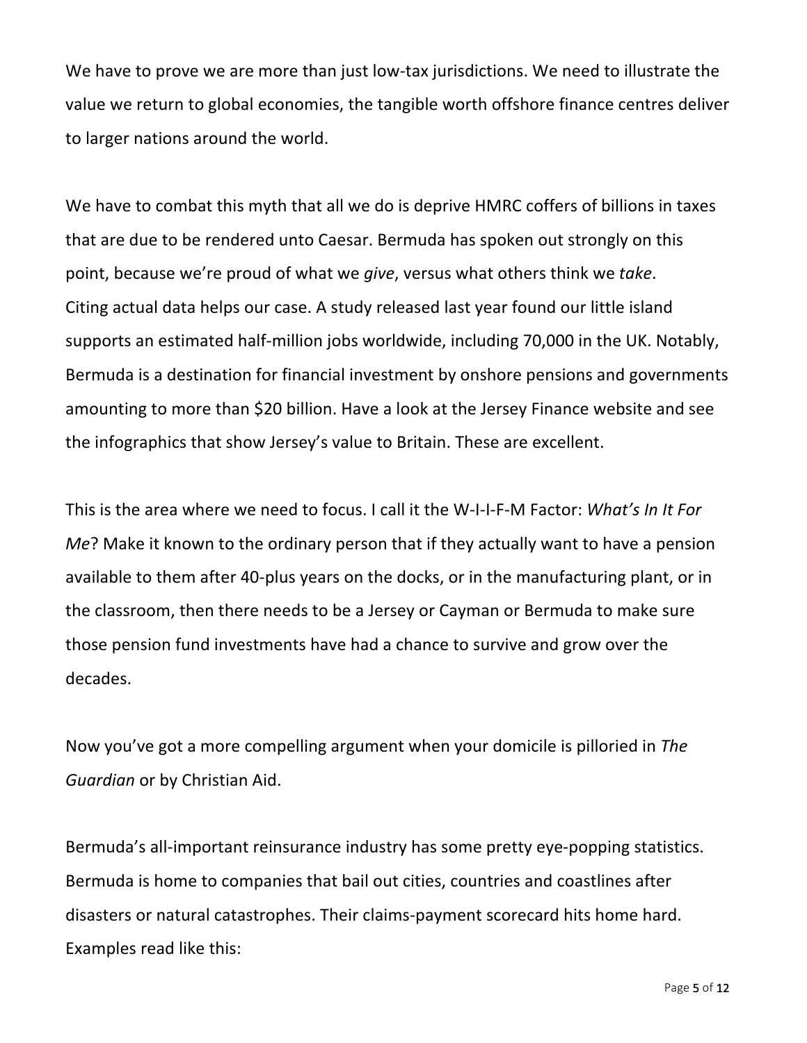We have to prove we are more than just low-tax jurisdictions. We need to illustrate the value we return to global economies, the tangible worth offshore finance centres deliver to larger nations around the world.

We have to combat this myth that all we do is deprive HMRC coffers of billions in taxes that are due to be rendered unto Caesar. Bermuda has spoken out strongly on this point, because we're proud of what we *give*, versus what others think we *take*. Citing actual data helps our case. A study released last year found our little island supports an estimated half-million jobs worldwide, including 70,000 in the UK. Notably, Bermuda is a destination for financial investment by onshore pensions and governments amounting to more than $20 billion. Have a look at the Jersey Finance website and see the infographics that show Jersey's value to Britain. These are excellent.

This is the area where we need to focus. I call it the W-I-I-F-M Factor: *What's In It For Me*? Make it known to the ordinary person that if they actually want to have a pension available to them after 40-plus years on the docks, or in the manufacturing plant, or in the classroom, then there needs to be a Jersey or Cayman or Bermuda to make sure those pension fund investments have had a chance to survive and grow over the decades.

Now you've got a more compelling argument when your domicile is pilloried in *The Guardian* or by Christian Aid.

Bermuda's all-important reinsurance industry has some pretty eye-popping statistics. Bermuda is home to companies that bail out cities, countries and coastlines after disasters or natural catastrophes. Their claims-payment scorecard hits home hard. Examples read like this: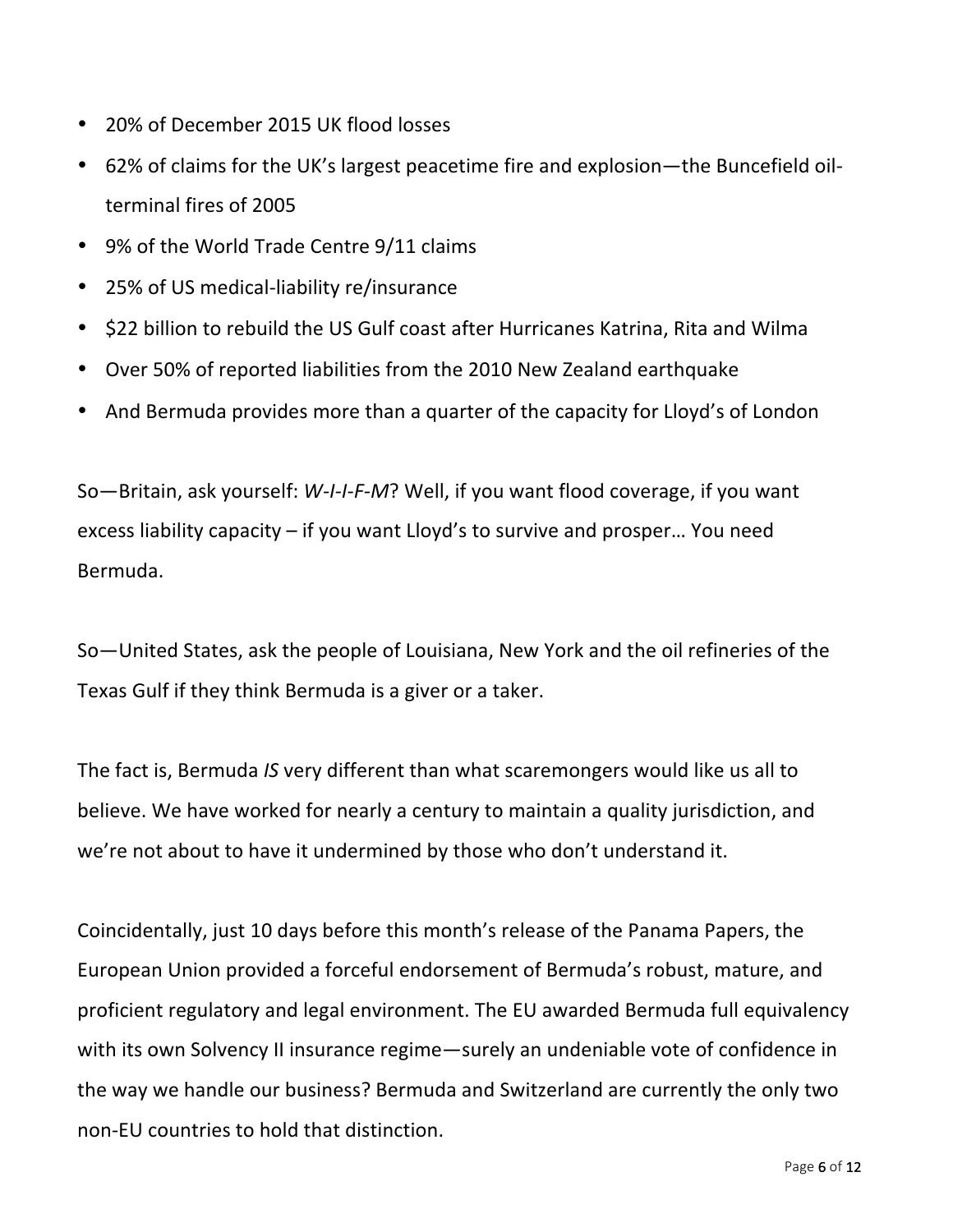- 20% of December 2015 UK flood losses
- 62% of claims for the UK's largest peacetime fire and explosion—the Buncefield oil-terminal fires of 2005
- 9% of the World Trade Centre 9/11 claims
- 25% of US medical-liability re/insurance
- $22 billion to rebuild the US Gulf coast after Hurricanes Katrina, Rita and Wilma
- Over 50% of reported liabilities from the 2010 New Zealand earthquake
- And Bermuda provides more than a quarter of the capacity for Lloyd's of London

So—Britain, ask yourself: *W-I-I-F-M*? Well, if you want flood coverage, if you want excess liability capacity – if you want Lloyd's to survive and prosper… You need Bermuda.

So—United States, ask the people of Louisiana, New York and the oil refineries of the Texas Gulf if they think Bermuda is a giver or a taker.

The fact is, Bermuda *IS* very different than what scaremongers would like us all to believe. We have worked for nearly a century to maintain a quality jurisdiction, and we're not about to have it undermined by those who don't understand it.

Coincidentally, just 10 days before this month's release of the Panama Papers, the European Union provided a forceful endorsement of Bermuda's robust, mature, and proficient regulatory and legal environment. The EU awarded Bermuda full equivalency with its own Solvency II insurance regime—surely an undeniable vote of confidence in the way we handle our business? Bermuda and Switzerland are currently the only two non-EU countries to hold that distinction.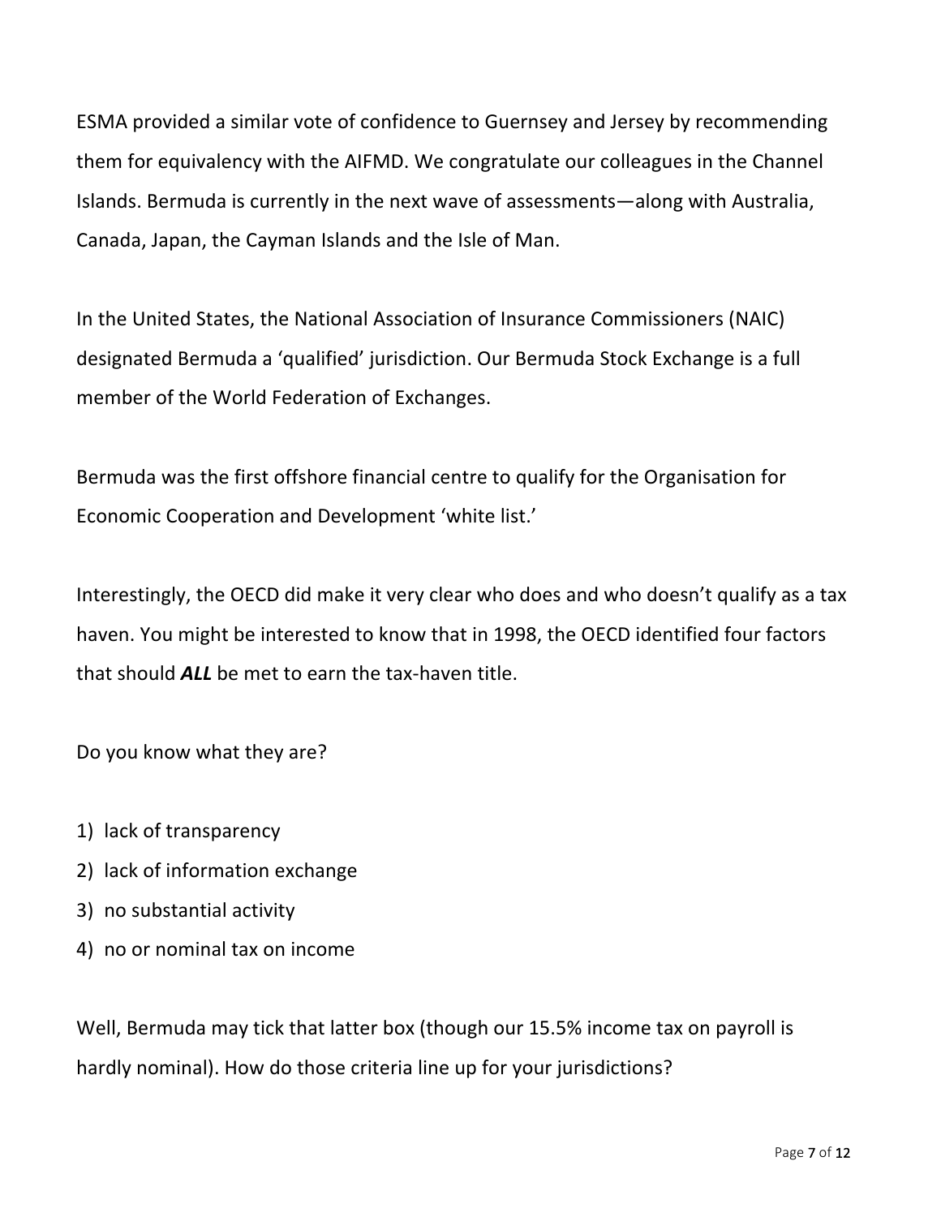ESMA provided a similar vote of confidence to Guernsey and Jersey by recommending them for equivalency with the AIFMD. We congratulate our colleagues in the Channel Islands. Bermuda is currently in the next wave of assessments—along with Australia, Canada, Japan, the Cayman Islands and the Isle of Man.

In the United States, the National Association of Insurance Commissioners (NAIC) designated Bermuda a 'qualified' jurisdiction. Our Bermuda Stock Exchange is a full member of the World Federation of Exchanges.

Bermuda was the first offshore financial centre to qualify for the Organisation for Economic Cooperation and Development 'white list.'

Interestingly, the OECD did make it very clear who does and who doesn't qualify as a tax haven. You might be interested to know that in 1998, the OECD identified four factors that should ***ALL*** be met to earn the tax-haven title.

Do you know what they are?

1) lack of transparency
2) lack of information exchange
3) no substantial activity
4) no or nominal tax on income

Well, Bermuda may tick that latter box (though our 15.5% income tax on payroll is hardly nominal). How do those criteria line up for your jurisdictions?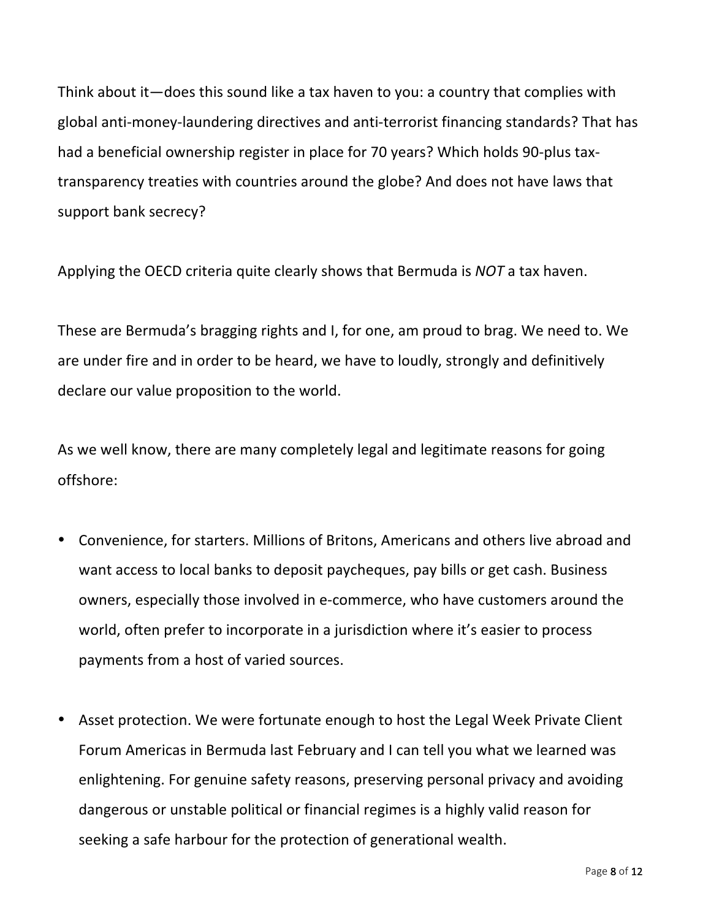Think about it—does this sound like a tax haven to you: a country that complies with global anti-money-laundering directives and anti-terrorist financing standards? That has had a beneficial ownership register in place for 70 years? Which holds 90-plus tax-transparency treaties with countries around the globe? And does not have laws that support bank secrecy?

Applying the OECD criteria quite clearly shows that Bermuda is *NOT* a tax haven.

These are Bermuda's bragging rights and I, for one, am proud to brag. We need to. We are under fire and in order to be heard, we have to loudly, strongly and definitively declare our value proposition to the world.

As we well know, there are many completely legal and legitimate reasons for going offshore:

- Convenience, for starters. Millions of Britons, Americans and others live abroad and want access to local banks to deposit paycheques, pay bills or get cash. Business owners, especially those involved in e-commerce, who have customers around the world, often prefer to incorporate in a jurisdiction where it's easier to process payments from a host of varied sources.

- Asset protection. We were fortunate enough to host the Legal Week Private Client Forum Americas in Bermuda last February and I can tell you what we learned was enlightening. For genuine safety reasons, preserving personal privacy and avoiding dangerous or unstable political or financial regimes is a highly valid reason for seeking a safe harbour for the protection of generational wealth.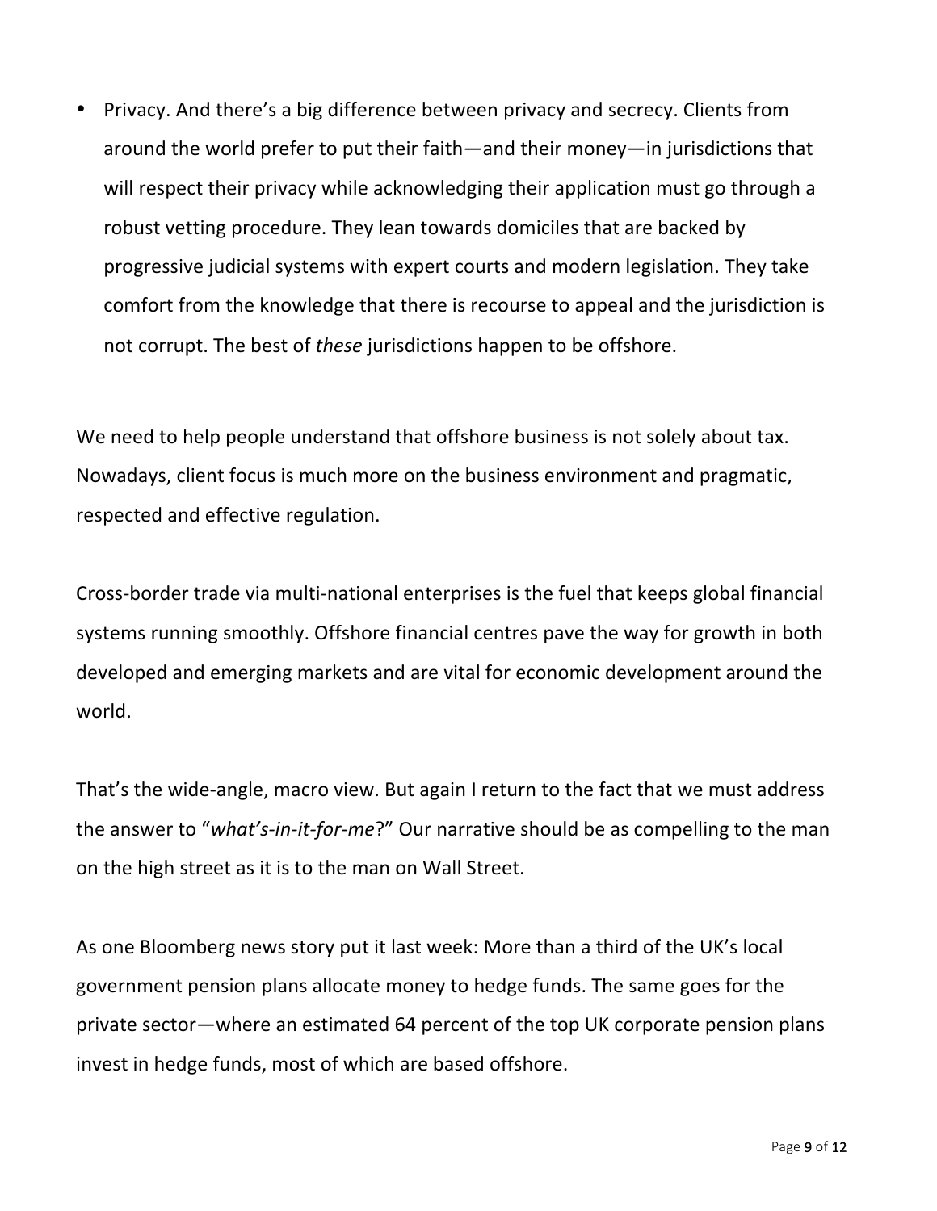- Privacy. And there's a big difference between privacy and secrecy. Clients from around the world prefer to put their faith—and their money—in jurisdictions that will respect their privacy while acknowledging their application must go through a robust vetting procedure. They lean towards domiciles that are backed by progressive judicial systems with expert courts and modern legislation. They take comfort from the knowledge that there is recourse to appeal and the jurisdiction is not corrupt. The best of *these* jurisdictions happen to be offshore.

We need to help people understand that offshore business is not solely about tax. Nowadays, client focus is much more on the business environment and pragmatic, respected and effective regulation.

Cross-border trade via multi-national enterprises is the fuel that keeps global financial systems running smoothly. Offshore financial centres pave the way for growth in both developed and emerging markets and are vital for economic development around the world.

That's the wide-angle, macro view. But again I return to the fact that we must address the answer to "*what's-in-it-for-me*?" Our narrative should be as compelling to the man on the high street as it is to the man on Wall Street.

As one Bloomberg news story put it last week: More than a third of the UK's local government pension plans allocate money to hedge funds. The same goes for the private sector—where an estimated 64 percent of the top UK corporate pension plans invest in hedge funds, most of which are based offshore.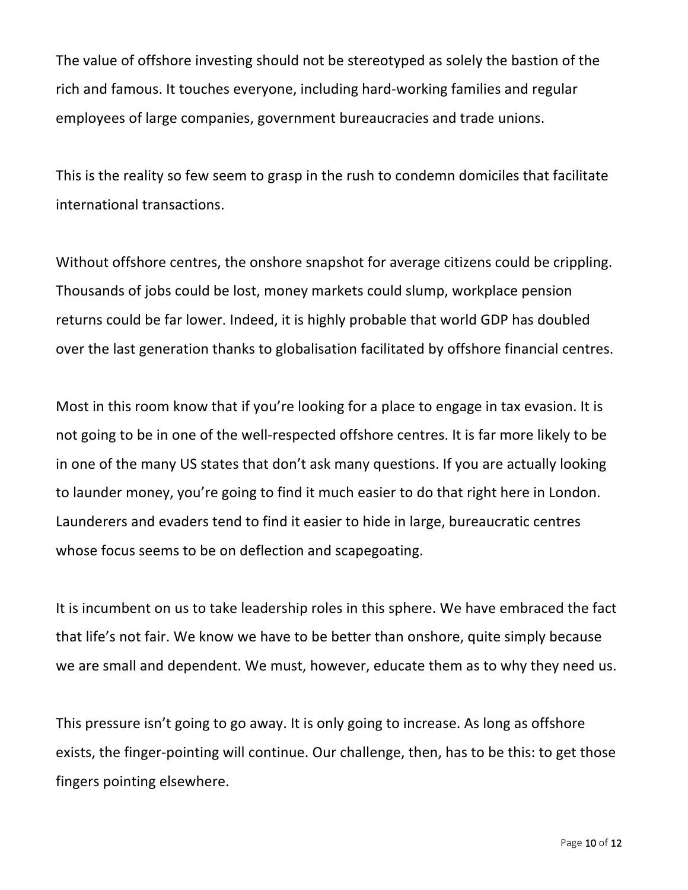The value of offshore investing should not be stereotyped as solely the bastion of the rich and famous. It touches everyone, including hard-working families and regular employees of large companies, government bureaucracies and trade unions.

This is the reality so few seem to grasp in the rush to condemn domiciles that facilitate international transactions.

Without offshore centres, the onshore snapshot for average citizens could be crippling. Thousands of jobs could be lost, money markets could slump, workplace pension returns could be far lower. Indeed, it is highly probable that world GDP has doubled over the last generation thanks to globalisation facilitated by offshore financial centres.

Most in this room know that if you're looking for a place to engage in tax evasion. It is not going to be in one of the well-respected offshore centres. It is far more likely to be in one of the many US states that don't ask many questions. If you are actually looking to launder money, you're going to find it much easier to do that right here in London. Launderers and evaders tend to find it easier to hide in large, bureaucratic centres whose focus seems to be on deflection and scapegoating.

It is incumbent on us to take leadership roles in this sphere. We have embraced the fact that life's not fair. We know we have to be better than onshore, quite simply because we are small and dependent. We must, however, educate them as to why they need us.

This pressure isn't going to go away. It is only going to increase. As long as offshore exists, the finger-pointing will continue. Our challenge, then, has to be this: to get those fingers pointing elsewhere.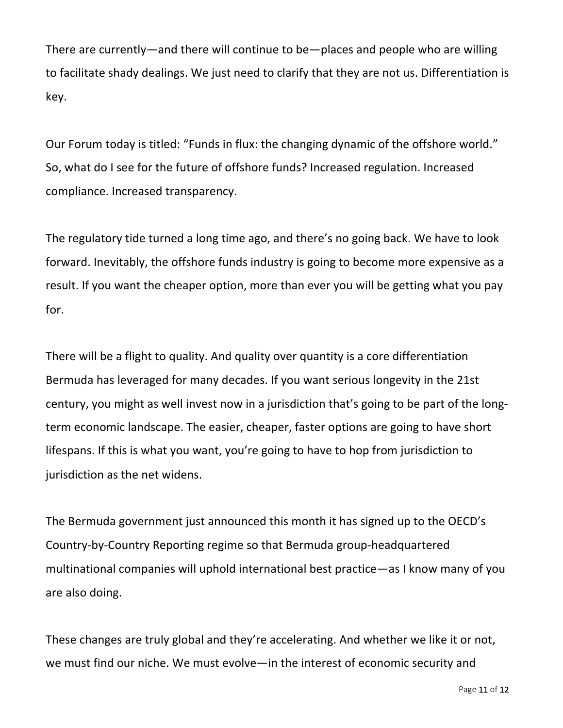There are currently—and there will continue to be—places and people who are willing to facilitate shady dealings. We just need to clarify that they are not us. Differentiation is key.

Our Forum today is titled: "Funds in flux: the changing dynamic of the offshore world." So, what do I see for the future of offshore funds? Increased regulation. Increased compliance. Increased transparency.

The regulatory tide turned a long time ago, and there's no going back. We have to look forward. Inevitably, the offshore funds industry is going to become more expensive as a result. If you want the cheaper option, more than ever you will be getting what you pay for.

There will be a flight to quality. And quality over quantity is a core differentiation Bermuda has leveraged for many decades. If you want serious longevity in the 21st century, you might as well invest now in a jurisdiction that's going to be part of the long-term economic landscape. The easier, cheaper, faster options are going to have short lifespans. If this is what you want, you're going to have to hop from jurisdiction to jurisdiction as the net widens.

The Bermuda government just announced this month it has signed up to the OECD's Country-by-Country Reporting regime so that Bermuda group-headquartered multinational companies will uphold international best practice—as I know many of you are also doing.

These changes are truly global and they're accelerating. And whether we like it or not, we must find our niche. We must evolve—in the interest of economic security and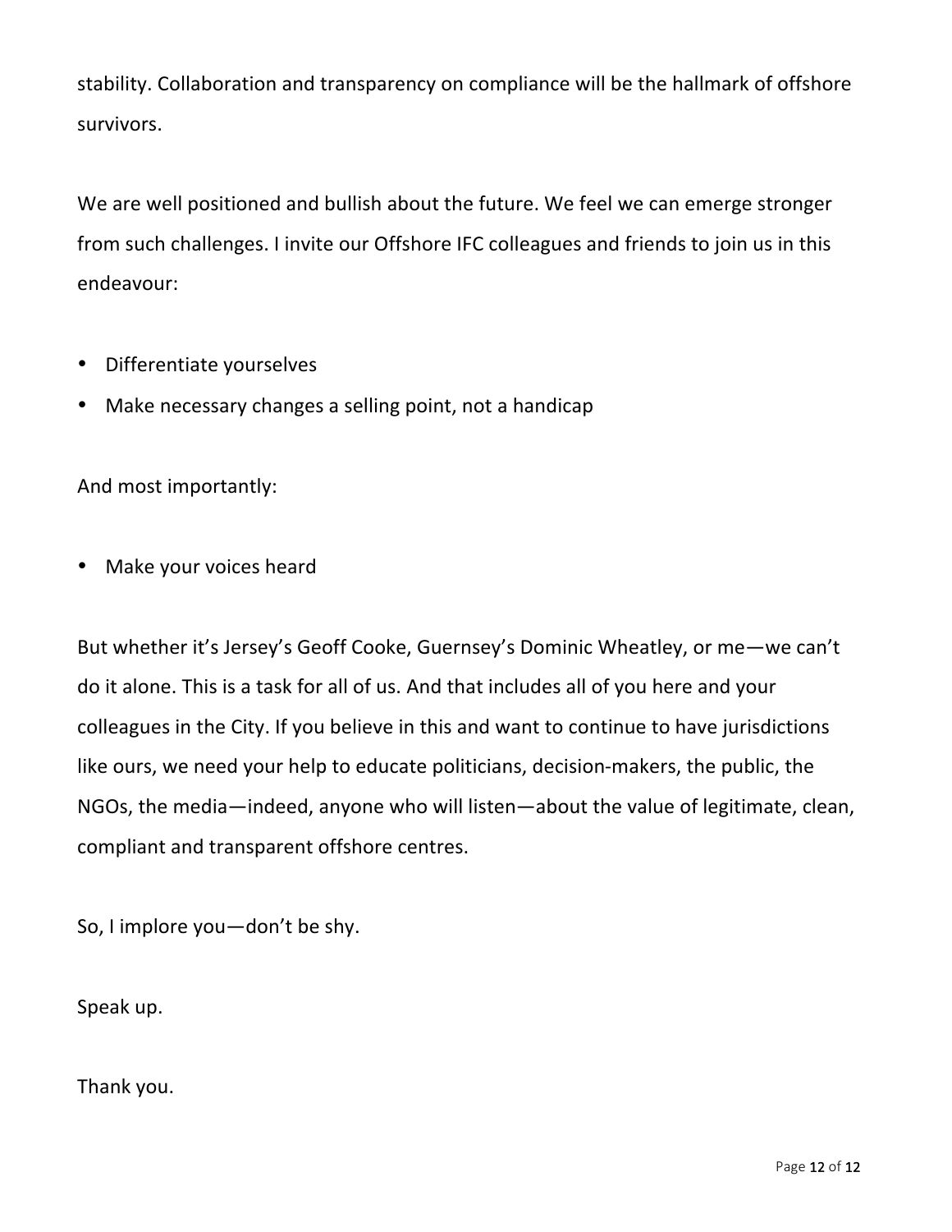stability. Collaboration and transparency on compliance will be the hallmark of offshore survivors.

We are well positioned and bullish about the future. We feel we can emerge stronger from such challenges. I invite our Offshore IFC colleagues and friends to join us in this endeavour:

- Differentiate yourselves
- Make necessary changes a selling point, not a handicap

And most importantly:

- Make your voices heard

But whether it's Jersey's Geoff Cooke, Guernsey's Dominic Wheatley, or me—we can't do it alone. This is a task for all of us. And that includes all of you here and your colleagues in the City. If you believe in this and want to continue to have jurisdictions like ours, we need your help to educate politicians, decision-makers, the public, the NGOs, the media—indeed, anyone who will listen—about the value of legitimate, clean, compliant and transparent offshore centres.

So, I implore you—don't be shy.

Speak up.

Thank you.